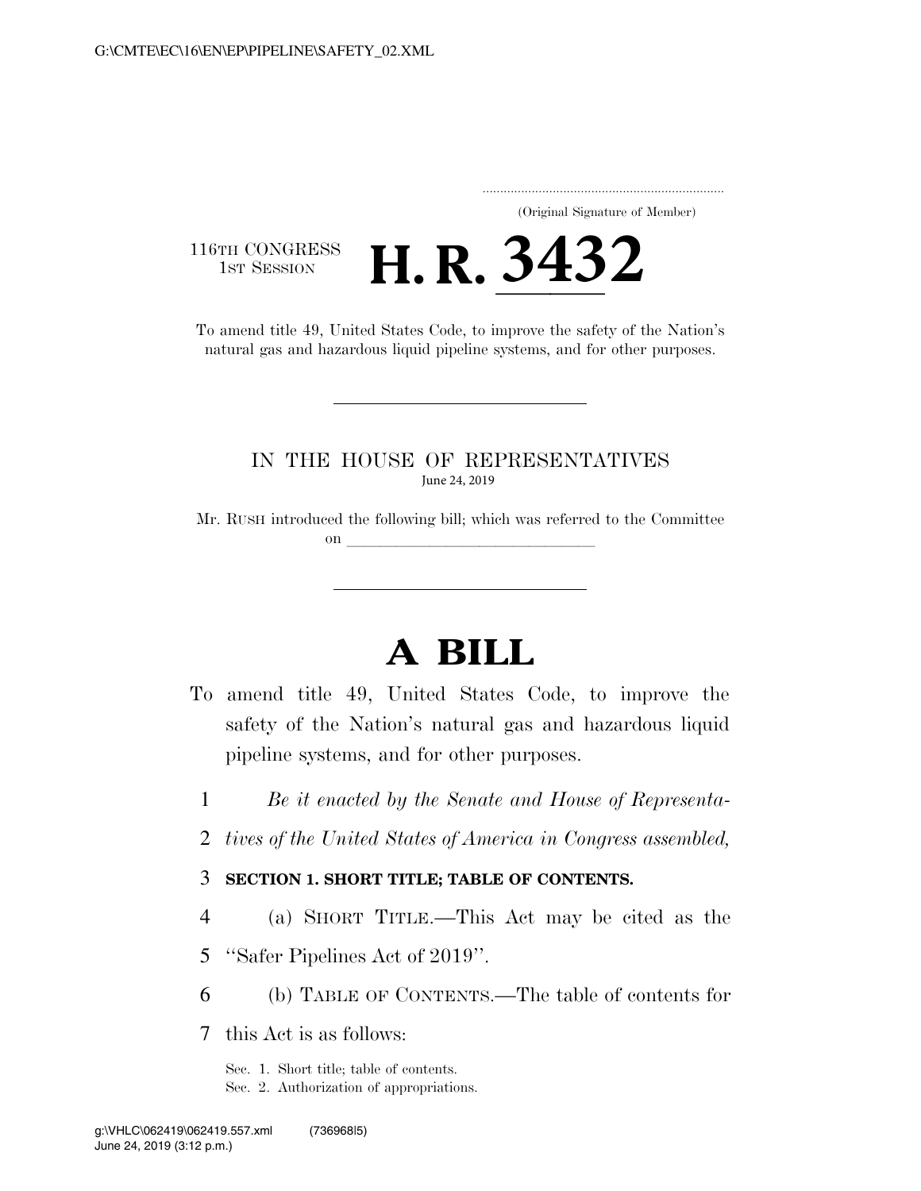(Original Signature of Member)

116TH CONGRESS
1ST SESSION

# H. R. 3432

To amend title 49, United States Code, to improve the safety of the Nation's natural gas and hazardous liquid pipeline systems, and for other purposes.

IN THE HOUSE OF REPRESENTATIVES

June 24, 2019

Mr. RUSH introduced the following bill; which was referred to the Committee on \_\_\_\_\_\_\_\_\_\_\_\_\_\_\_\_\_\_\_\_\_\_\_\_\_\_\_\_\_\_

# A BILL

To amend title 49, United States Code, to improve the safety of the Nation's natural gas and hazardous liquid pipeline systems, and for other purposes.

1 *Be it enacted by the Senate and House of Representa-*
2 *tives of the United States of America in Congress assembled,*

3 **SECTION 1. SHORT TITLE; TABLE OF CONTENTS.**

4 (a) SHORT TITLE.—This Act may be cited as the
5 ''Safer Pipelines Act of 2019''.

6 (b) TABLE OF CONTENTS.—The table of contents for
7 this Act is as follows:

Sec. 1. Short title; table of contents.
Sec. 2. Authorization of appropriations.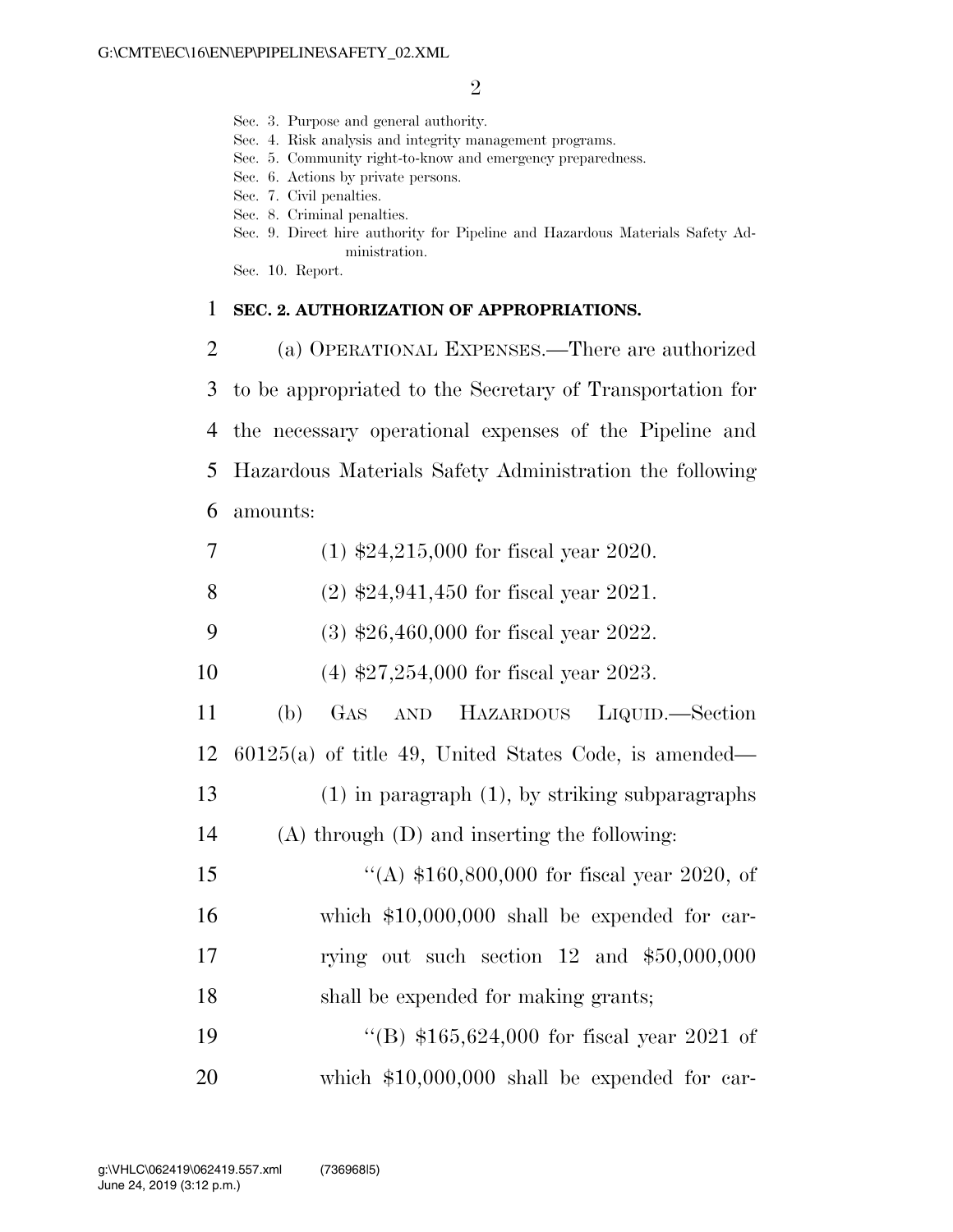Sec. 3. Purpose and general authority.
Sec. 4. Risk analysis and integrity management programs.
Sec. 5. Community right-to-know and emergency preparedness.
Sec. 6. Actions by private persons.
Sec. 7. Civil penalties.
Sec. 8. Criminal penalties.
Sec. 9. Direct hire authority for Pipeline and Hazardous Materials Safety Administration.
Sec. 10. Report.

**SEC. 2. AUTHORIZATION OF APPROPRIATIONS.**

(a) OPERATIONAL EXPENSES.—There are authorized to be appropriated to the Secretary of Transportation for the necessary operational expenses of the Pipeline and Hazardous Materials Safety Administration the following amounts:

(1) $24,215,000 for fiscal year 2020.

(2) $24,941,450 for fiscal year 2021.

(3) $26,460,000 for fiscal year 2022.

(4) $27,254,000 for fiscal year 2023.

(b) GAS AND HAZARDOUS LIQUID.—Section 60125(a) of title 49, United States Code, is amended—

(1) in paragraph (1), by striking subparagraphs (A) through (D) and inserting the following:

"(A) $160,800,000 for fiscal year 2020, of which $10,000,000 shall be expended for carrying out such section 12 and $50,000,000 shall be expended for making grants;

"(B) $165,624,000 for fiscal year 2021 of which $10,000,000 shall be expended for car-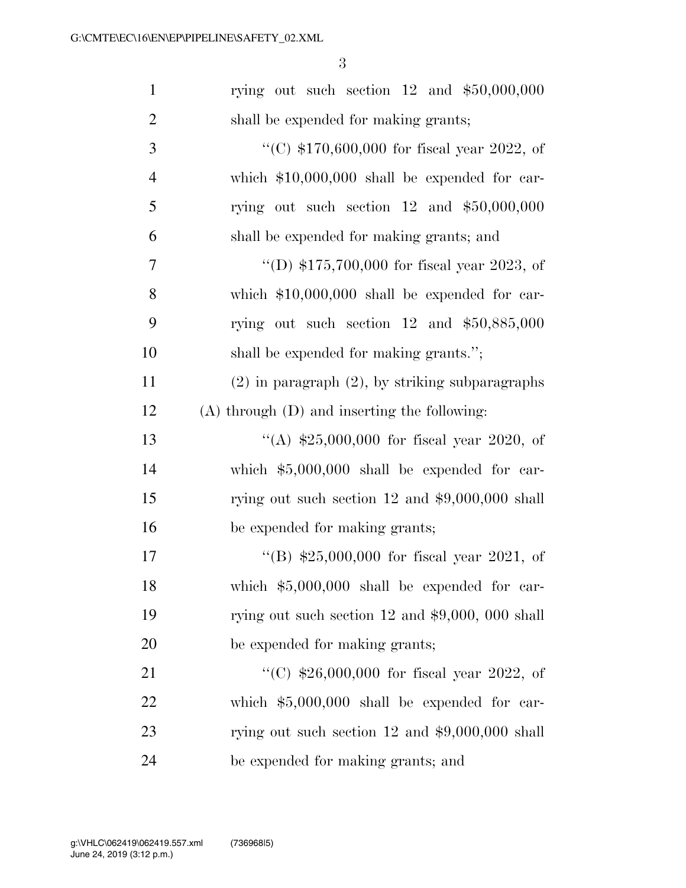rying out such section 12 and $50,000,000 shall be expended for making grants;

"(C) $170,600,000 for fiscal year 2022, of which $10,000,000 shall be expended for carrying out such section 12 and $50,000,000 shall be expended for making grants; and

"(D) $175,700,000 for fiscal year 2023, of which $10,000,000 shall be expended for carrying out such section 12 and $50,885,000 shall be expended for making grants.";

(2) in paragraph (2), by striking subparagraphs (A) through (D) and inserting the following:

"(A) $25,000,000 for fiscal year 2020, of which $5,000,000 shall be expended for carrying out such section 12 and $9,000,000 shall be expended for making grants;

"(B) $25,000,000 for fiscal year 2021, of which $5,000,000 shall be expended for carrying out such section 12 and $9,000, 000 shall be expended for making grants;

"(C) $26,000,000 for fiscal year 2022, of which $5,000,000 shall be expended for carrying out such section 12 and $9,000,000 shall be expended for making grants; and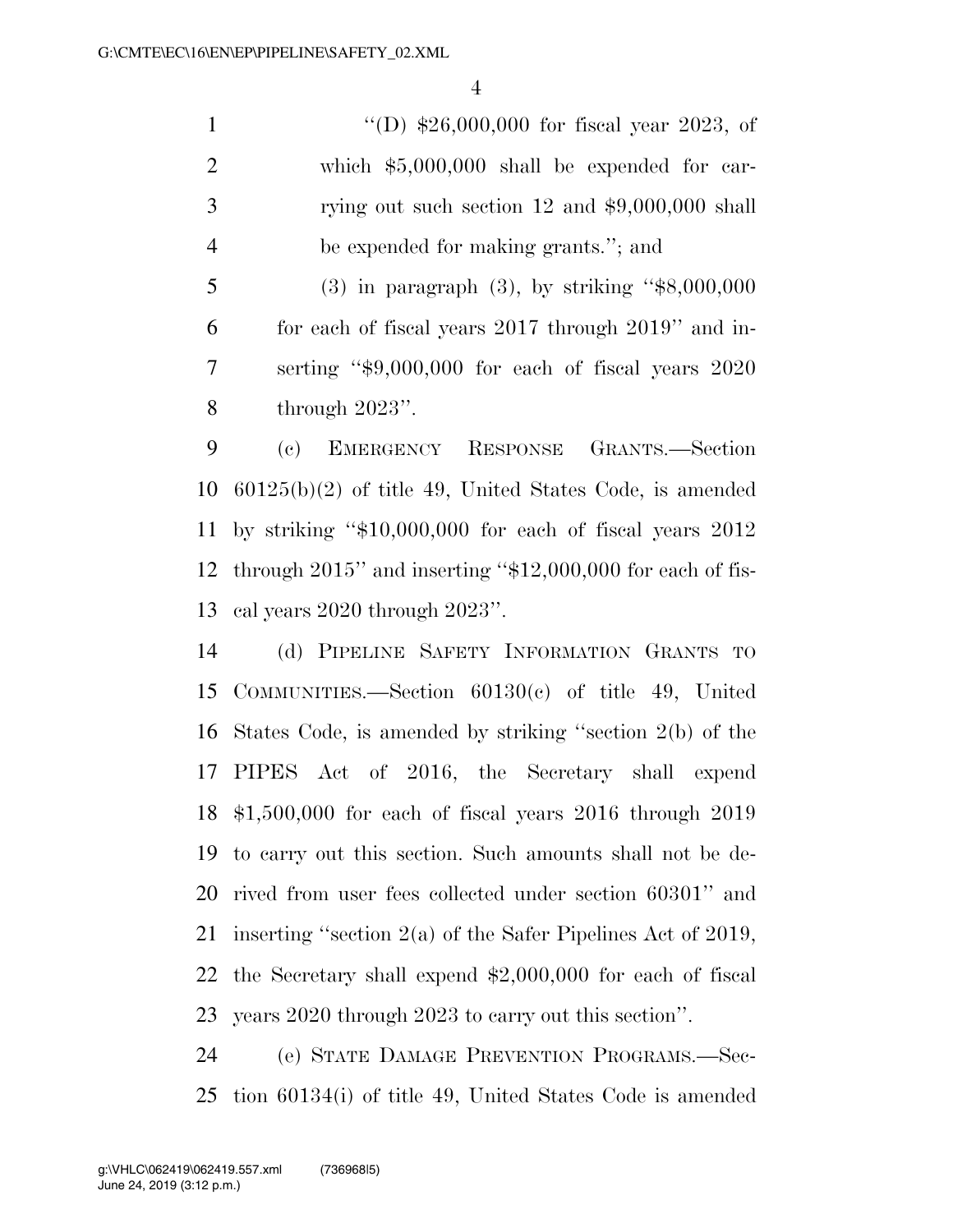"(D) $26,000,000 for fiscal year 2023, of which $5,000,000 shall be expended for carrying out such section 12 and $9,000,000 shall be expended for making grants."; and

(3) in paragraph (3), by striking "$8,000,000 for each of fiscal years 2017 through 2019" and inserting "$9,000,000 for each of fiscal years 2020 through 2023".

(c) EMERGENCY RESPONSE GRANTS.—Section 60125(b)(2) of title 49, United States Code, is amended by striking "$10,000,000 for each of fiscal years 2012 through 2015" and inserting "$12,000,000 for each of fiscal years 2020 through 2023".

(d) PIPELINE SAFETY INFORMATION GRANTS TO COMMUNITIES.—Section 60130(c) of title 49, United States Code, is amended by striking "section 2(b) of the PIPES Act of 2016, the Secretary shall expend $1,500,000 for each of fiscal years 2016 through 2019 to carry out this section. Such amounts shall not be derived from user fees collected under section 60301" and inserting "section 2(a) of the Safer Pipelines Act of 2019, the Secretary shall expend $2,000,000 for each of fiscal years 2020 through 2023 to carry out this section".

(e) STATE DAMAGE PREVENTION PROGRAMS.—Section 60134(i) of title 49, United States Code is amended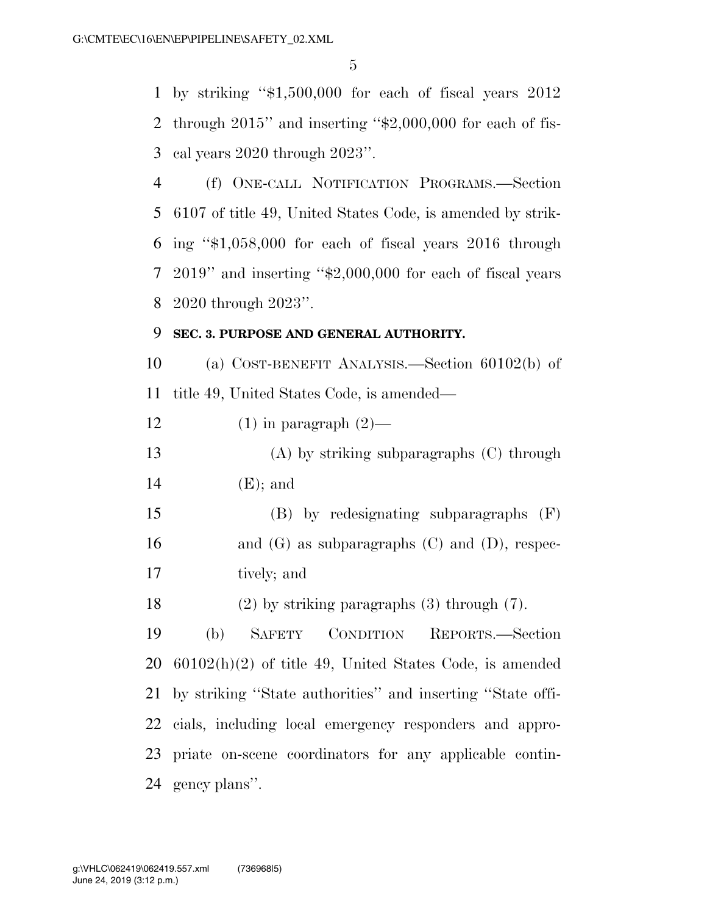by striking "$1,500,000 for each of fiscal years 2012 through 2015" and inserting "$2,000,000 for each of fiscal years 2020 through 2023".

(f) ONE-CALL NOTIFICATION PROGRAMS.—Section 6107 of title 49, United States Code, is amended by striking "$1,058,000 for each of fiscal years 2016 through 2019" and inserting "$2,000,000 for each of fiscal years 2020 through 2023".

**SEC. 3. PURPOSE AND GENERAL AUTHORITY.**

(a) COST-BENEFIT ANALYSIS.—Section 60102(b) of title 49, United States Code, is amended—

(1) in paragraph (2)—

(A) by striking subparagraphs (C) through (E); and

(B) by redesignating subparagraphs (F) and (G) as subparagraphs (C) and (D), respectively; and

(2) by striking paragraphs (3) through (7).

(b) SAFETY CONDITION REPORTS.—Section 60102(h)(2) of title 49, United States Code, is amended by striking "State authorities" and inserting "State officials, including local emergency responders and appropriate on-scene coordinators for any applicable contingency plans".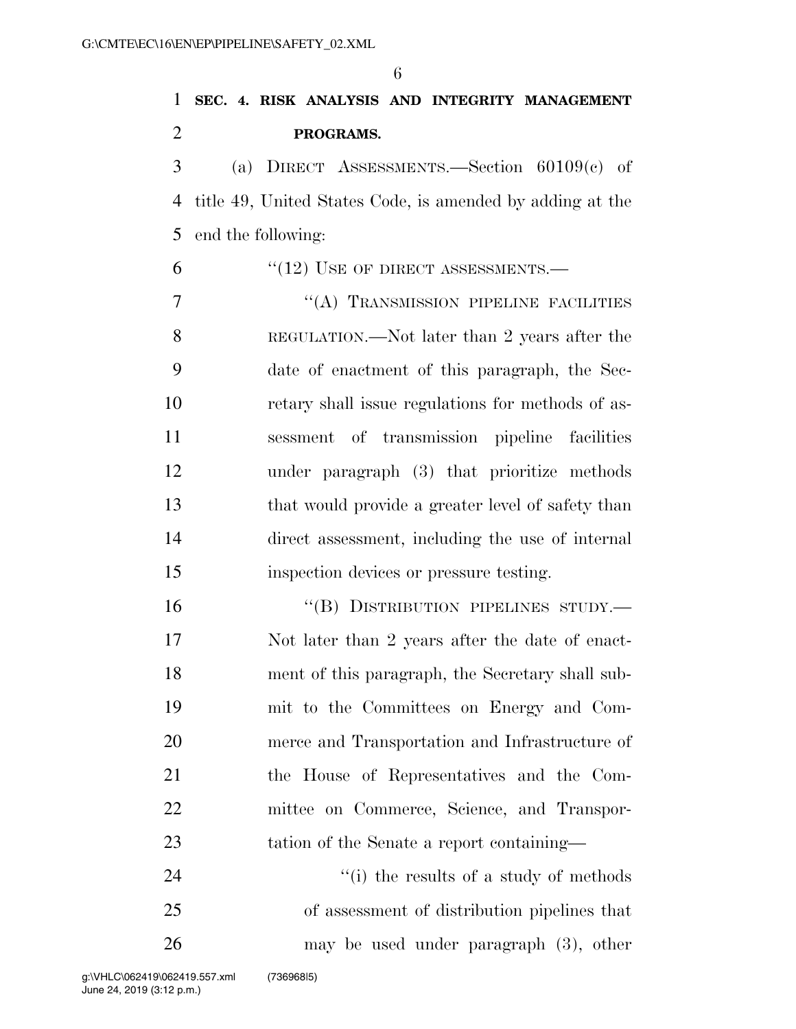**SEC. 4. RISK ANALYSIS AND INTEGRITY MANAGEMENT PROGRAMS.**

(a) DIRECT ASSESSMENTS.—Section 60109(c) of title 49, United States Code, is amended by adding at the end the following:

"(12) USE OF DIRECT ASSESSMENTS.—

"(A) TRANSMISSION PIPELINE FACILITIES REGULATION.—Not later than 2 years after the date of enactment of this paragraph, the Secretary shall issue regulations for methods of assessment of transmission pipeline facilities under paragraph (3) that prioritize methods that would provide a greater level of safety than direct assessment, including the use of internal inspection devices or pressure testing.

"(B) DISTRIBUTION PIPELINES STUDY.—Not later than 2 years after the date of enactment of this paragraph, the Secretary shall submit to the Committees on Energy and Commerce and Transportation and Infrastructure of the House of Representatives and the Committee on Commerce, Science, and Transportation of the Senate a report containing—

"(i) the results of a study of methods of assessment of distribution pipelines that may be used under paragraph (3), other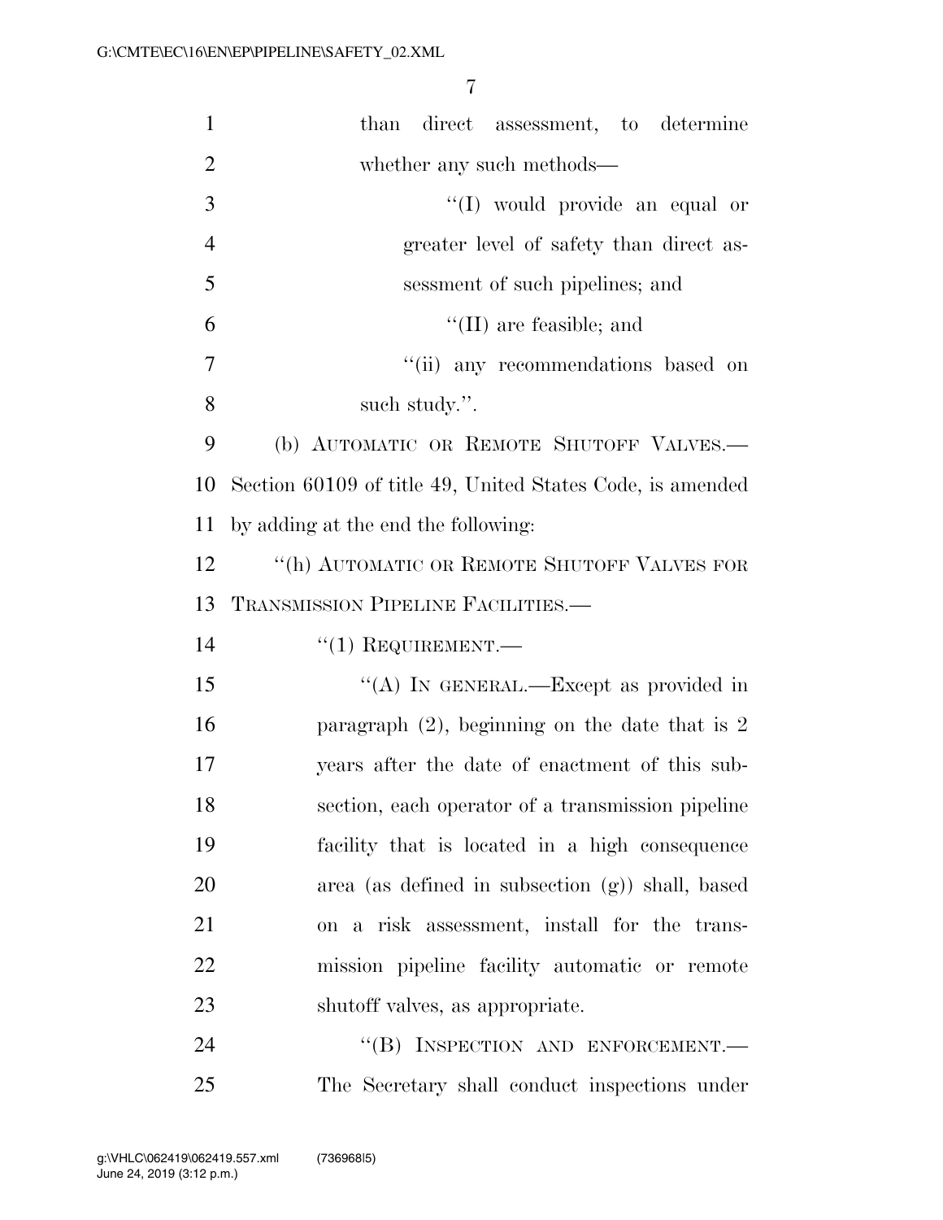than direct assessment, to determine whether any such methods—

''(I) would provide an equal or greater level of safety than direct assessment of such pipelines; and

''(II) are feasible; and

''(ii) any recommendations based on such study.''.

(b) AUTOMATIC OR REMOTE SHUTOFF VALVES.—Section 60109 of title 49, United States Code, is amended by adding at the end the following:

''(h) AUTOMATIC OR REMOTE SHUTOFF VALVES FOR TRANSMISSION PIPELINE FACILITIES.—

''(1) REQUIREMENT.—

''(A) IN GENERAL.—Except as provided in paragraph (2), beginning on the date that is 2 years after the date of enactment of this subsection, each operator of a transmission pipeline facility that is located in a high consequence area (as defined in subsection (g)) shall, based on a risk assessment, install for the transmission pipeline facility automatic or remote shutoff valves, as appropriate.

''(B) INSPECTION AND ENFORCEMENT.—The Secretary shall conduct inspections under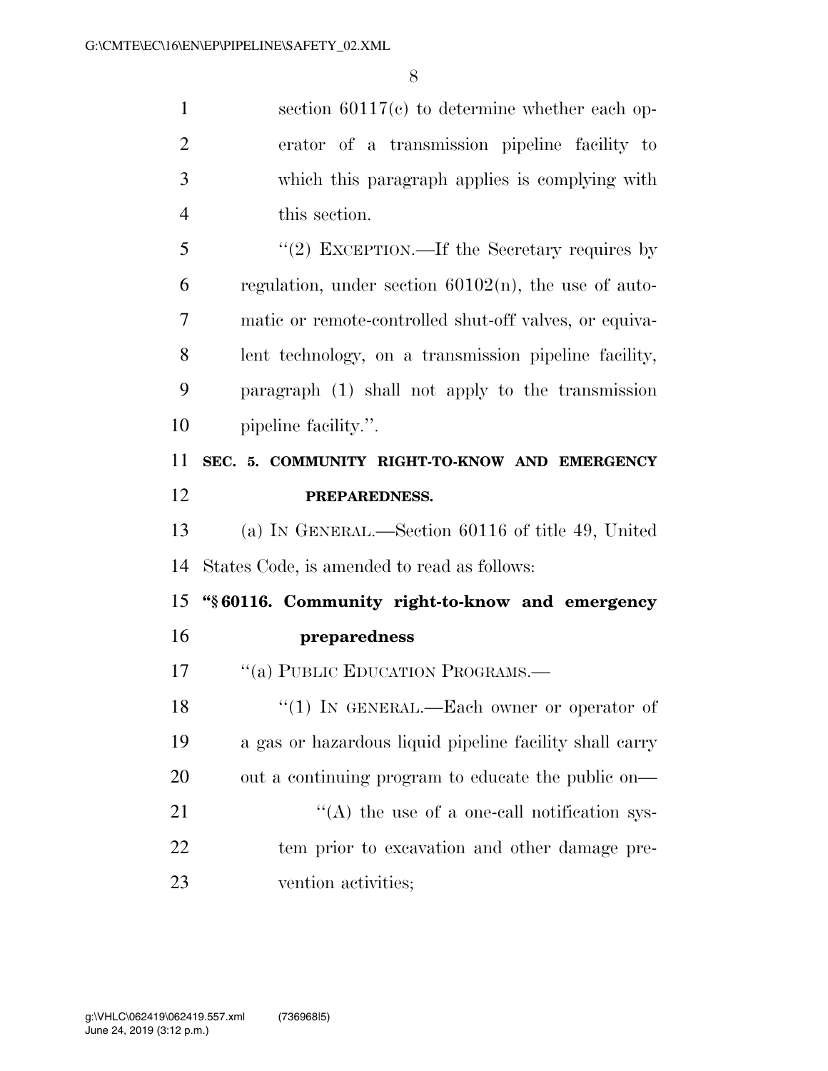section 60117(c) to determine whether each operator of a transmission pipeline facility to which this paragraph applies is complying with this section.

"(2) EXCEPTION.—If the Secretary requires by regulation, under section 60102(n), the use of automatic or remote-controlled shut-off valves, or equivalent technology, on a transmission pipeline facility, paragraph (1) shall not apply to the transmission pipeline facility.".

## SEC. 5. COMMUNITY RIGHT-TO-KNOW AND EMERGENCY PREPAREDNESS.

(a) IN GENERAL.—Section 60116 of title 49, United States Code, is amended to read as follows:

### "§ 60116. Community right-to-know and emergency preparedness

"(a) PUBLIC EDUCATION PROGRAMS.—

"(1) IN GENERAL.—Each owner or operator of a gas or hazardous liquid pipeline facility shall carry out a continuing program to educate the public on—

"(A) the use of a one-call notification system prior to excavation and other damage prevention activities;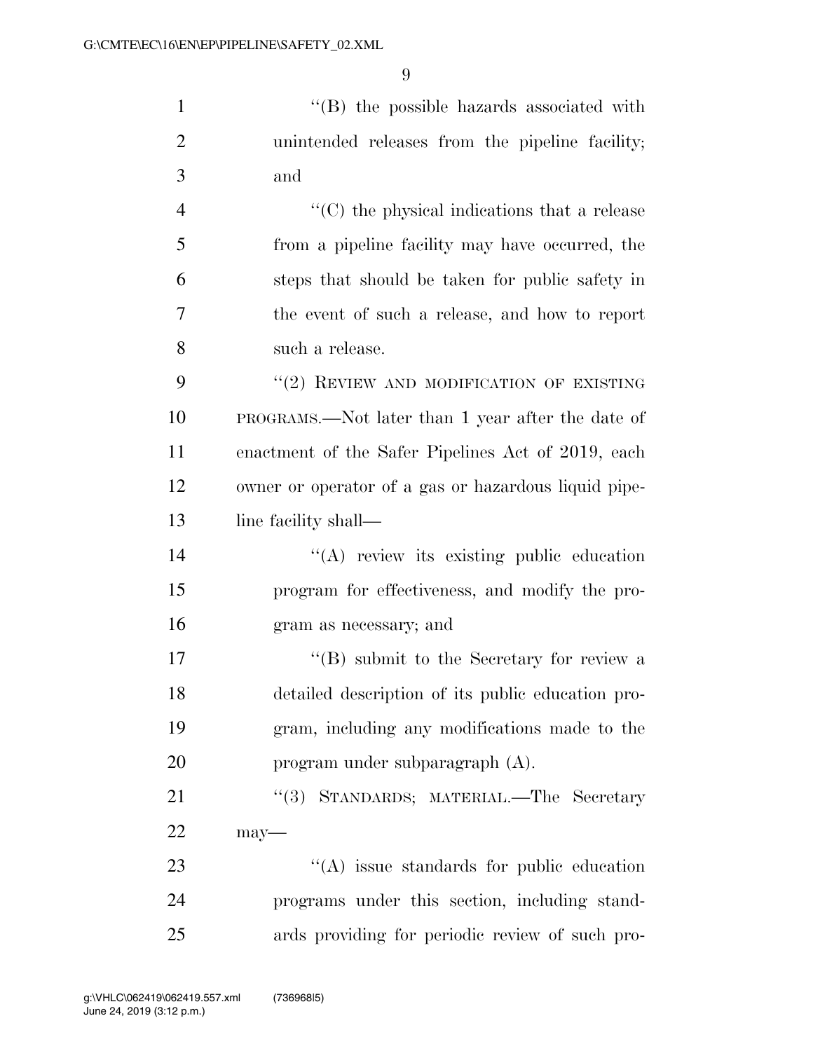''(B) the possible hazards associated with unintended releases from the pipeline facility; and

''(C) the physical indications that a release from a pipeline facility may have occurred, the steps that should be taken for public safety in the event of such a release, and how to report such a release.

''(2) REVIEW AND MODIFICATION OF EXISTING PROGRAMS.—Not later than 1 year after the date of enactment of the Safer Pipelines Act of 2019, each owner or operator of a gas or hazardous liquid pipeline facility shall—

''(A) review its existing public education program for effectiveness, and modify the program as necessary; and

''(B) submit to the Secretary for review a detailed description of its public education program, including any modifications made to the program under subparagraph (A).

''(3) STANDARDS; MATERIAL.—The Secretary may—

''(A) issue standards for public education programs under this section, including standards providing for periodic review of such pro-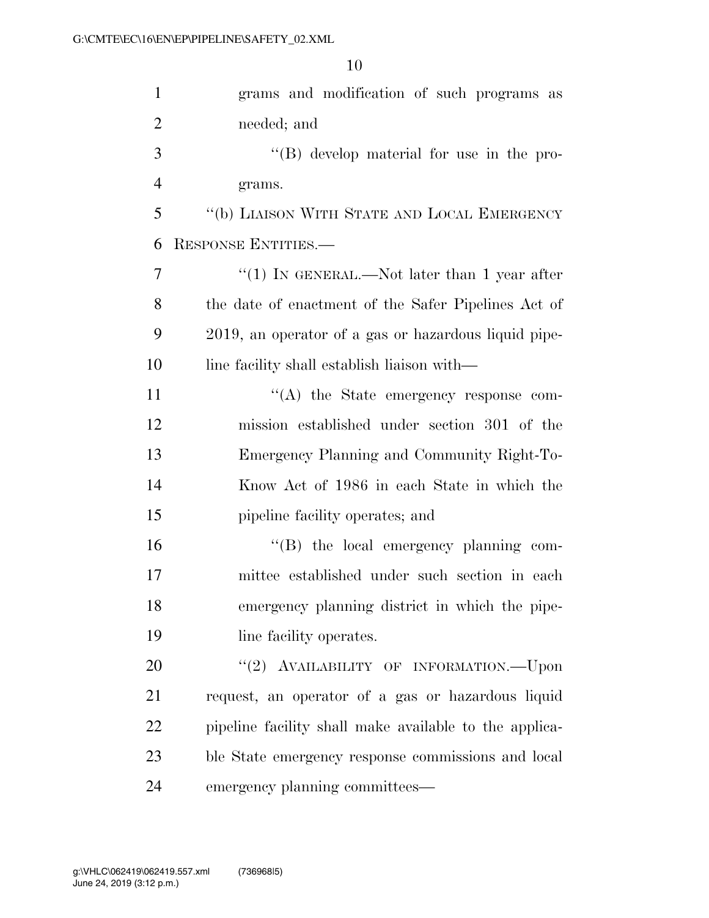grams and modification of such programs as needed; and

"(B) develop material for use in the programs.

"(b) LIAISON WITH STATE AND LOCAL EMERGENCY RESPONSE ENTITIES.—

"(1) IN GENERAL.—Not later than 1 year after the date of enactment of the Safer Pipelines Act of 2019, an operator of a gas or hazardous liquid pipeline facility shall establish liaison with—

"(A) the State emergency response commission established under section 301 of the Emergency Planning and Community Right-To-Know Act of 1986 in each State in which the pipeline facility operates; and

"(B) the local emergency planning committee established under such section in each emergency planning district in which the pipeline facility operates.

"(2) AVAILABILITY OF INFORMATION.—Upon request, an operator of a gas or hazardous liquid pipeline facility shall make available to the applicable State emergency response commissions and local emergency planning committees—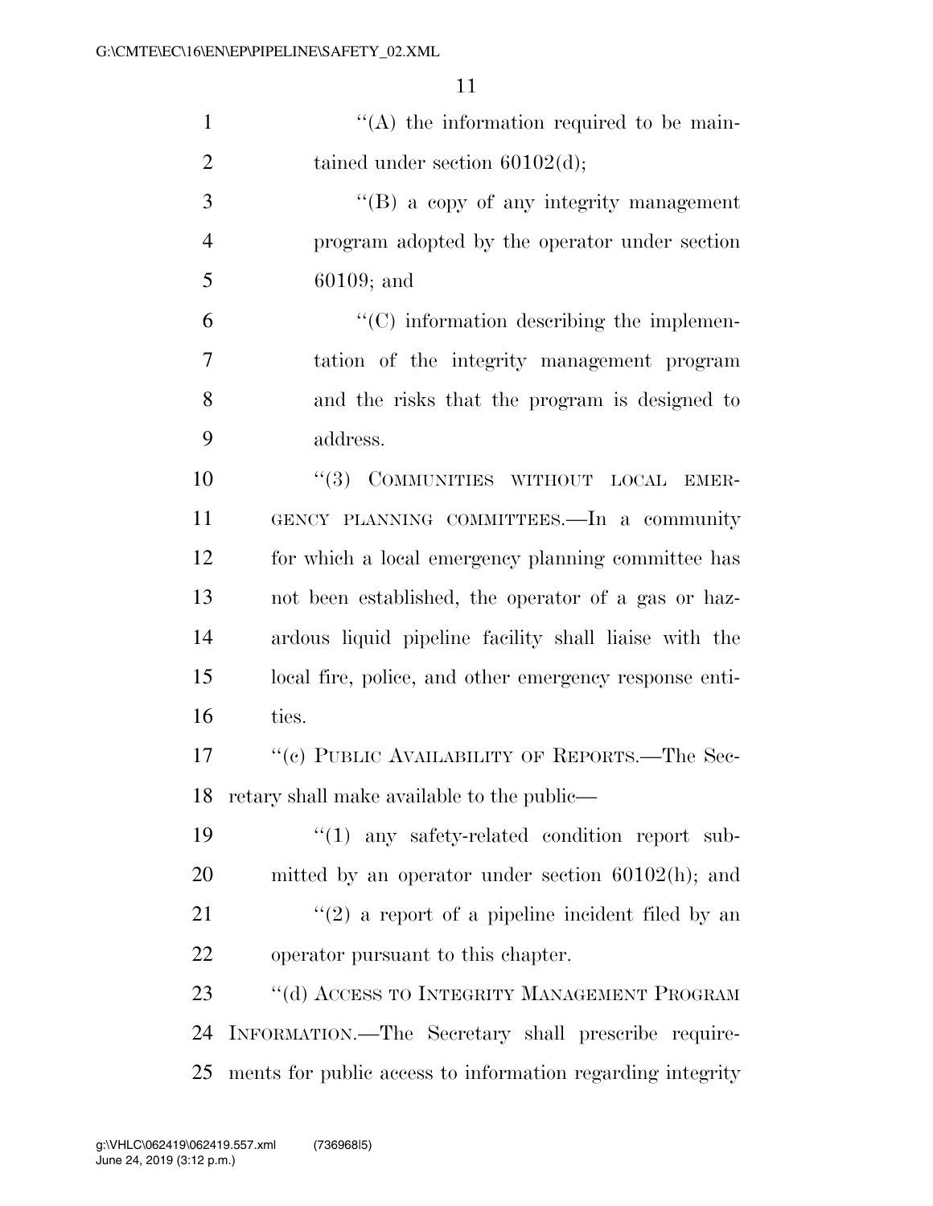''(A) the information required to be maintained under section 60102(d);

''(B) a copy of any integrity management program adopted by the operator under section 60109; and

''(C) information describing the implementation of the integrity management program and the risks that the program is designed to address.

''(3) COMMUNITIES WITHOUT LOCAL EMERGENCY PLANNING COMMITTEES.—In a community for which a local emergency planning committee has not been established, the operator of a gas or hazardous liquid pipeline facility shall liaise with the local fire, police, and other emergency response entities.

''(c) PUBLIC AVAILABILITY OF REPORTS.—The Secretary shall make available to the public—

''(1) any safety-related condition report submitted by an operator under section 60102(h); and

''(2) a report of a pipeline incident filed by an operator pursuant to this chapter.

''(d) ACCESS TO INTEGRITY MANAGEMENT PROGRAM INFORMATION.—The Secretary shall prescribe requirements for public access to information regarding integrity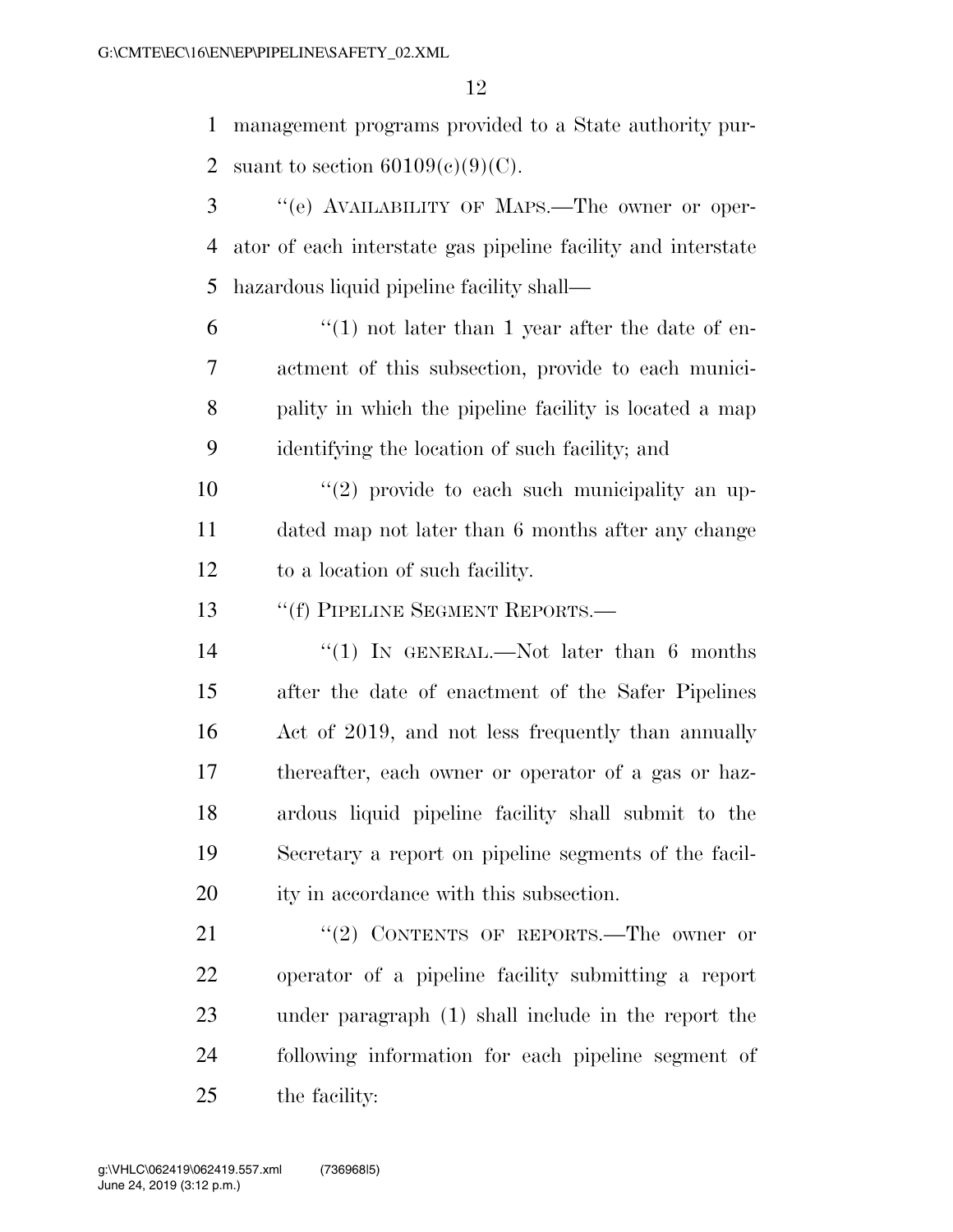management programs provided to a State authority pursuant to section 60109(c)(9)(C).

"(e) AVAILABILITY OF MAPS.—The owner or operator of each interstate gas pipeline facility and interstate hazardous liquid pipeline facility shall—

"(1) not later than 1 year after the date of enactment of this subsection, provide to each municipality in which the pipeline facility is located a map identifying the location of such facility; and

"(2) provide to each such municipality an updated map not later than 6 months after any change to a location of such facility.

"(f) PIPELINE SEGMENT REPORTS.—

"(1) IN GENERAL.—Not later than 6 months after the date of enactment of the Safer Pipelines Act of 2019, and not less frequently than annually thereafter, each owner or operator of a gas or hazardous liquid pipeline facility shall submit to the Secretary a report on pipeline segments of the facility in accordance with this subsection.

"(2) CONTENTS OF REPORTS.—The owner or operator of a pipeline facility submitting a report under paragraph (1) shall include in the report the following information for each pipeline segment of the facility: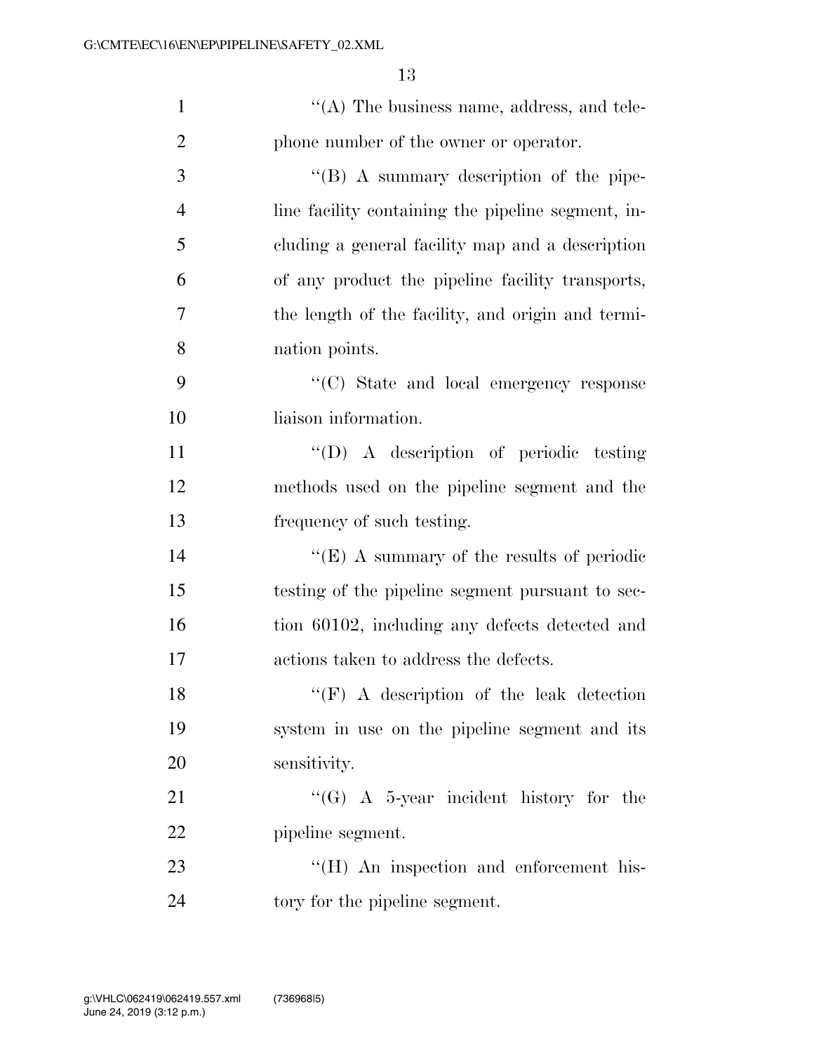''(A) The business name, address, and telephone number of the owner or operator.

''(B) A summary description of the pipeline facility containing the pipeline segment, including a general facility map and a description of any product the pipeline facility transports, the length of the facility, and origin and termination points.

''(C) State and local emergency response liaison information.

''(D) A description of periodic testing methods used on the pipeline segment and the frequency of such testing.

''(E) A summary of the results of periodic testing of the pipeline segment pursuant to section 60102, including any defects detected and actions taken to address the defects.

''(F) A description of the leak detection system in use on the pipeline segment and its sensitivity.

''(G) A 5-year incident history for the pipeline segment.

''(H) An inspection and enforcement history for the pipeline segment.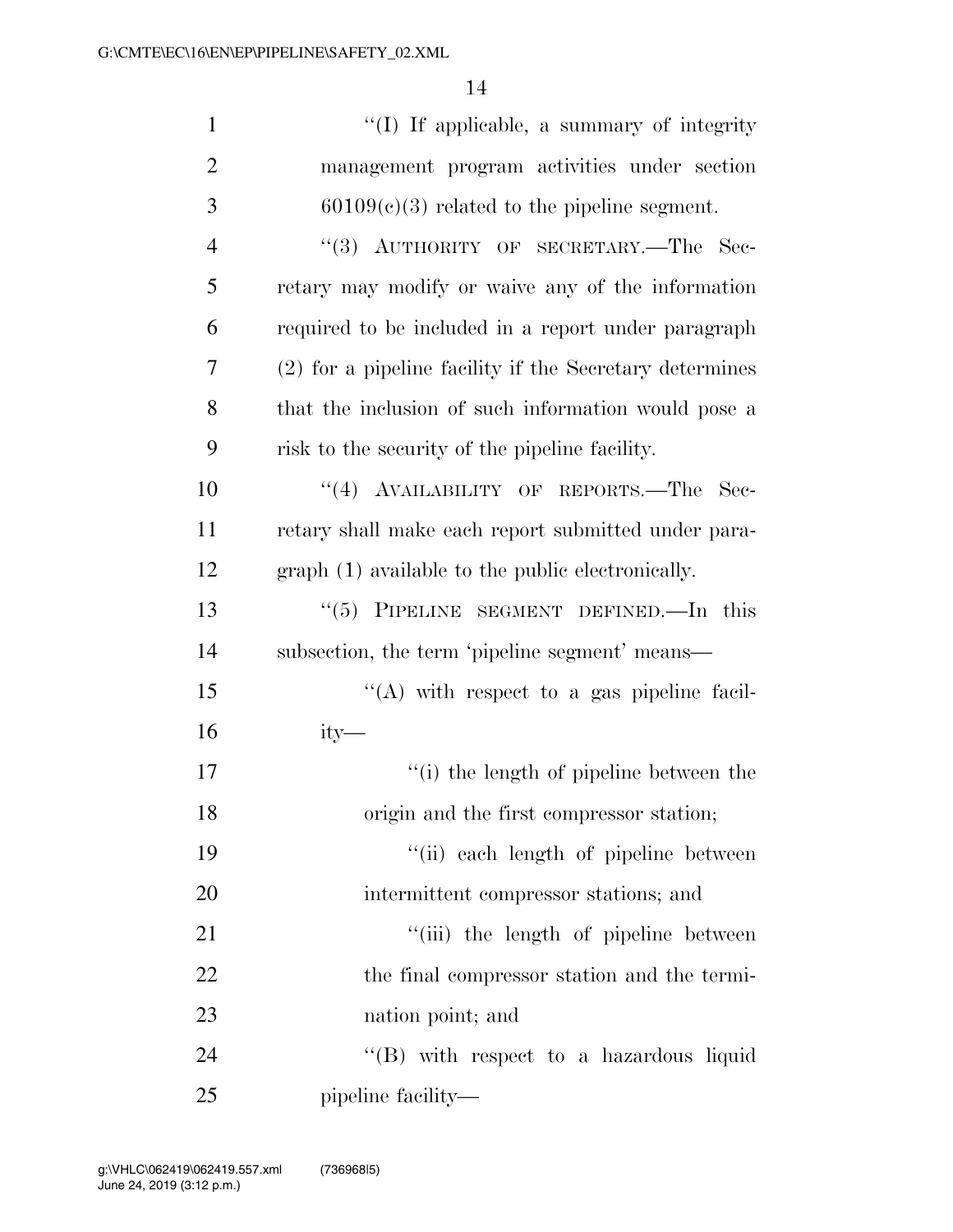''(I) If applicable, a summary of integrity management program activities under section 60109(c)(3) related to the pipeline segment.

''(3) AUTHORITY OF SECRETARY.—The Secretary may modify or waive any of the information required to be included in a report under paragraph (2) for a pipeline facility if the Secretary determines that the inclusion of such information would pose a risk to the security of the pipeline facility.

''(4) AVAILABILITY OF REPORTS.—The Secretary shall make each report submitted under paragraph (1) available to the public electronically.

''(5) PIPELINE SEGMENT DEFINED.—In this subsection, the term 'pipeline segment' means—

''(A) with respect to a gas pipeline facility—

''(i) the length of pipeline between the origin and the first compressor station;

''(ii) each length of pipeline between intermittent compressor stations; and

''(iii) the length of pipeline between the final compressor station and the termination point; and

''(B) with respect to a hazardous liquid pipeline facility—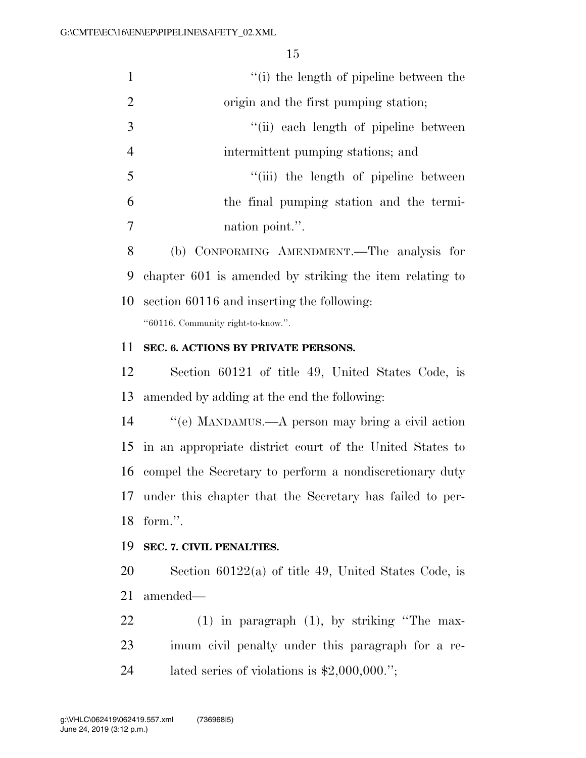''(i) the length of pipeline between the origin and the first pumping station;

''(ii) each length of pipeline between intermittent pumping stations; and

''(iii) the length of pipeline between the final pumping station and the termination point.''.

(b) CONFORMING AMENDMENT.—The analysis for chapter 601 is amended by striking the item relating to section 60116 and inserting the following:

''60116. Community right-to-know.''.

**SEC. 6. ACTIONS BY PRIVATE PERSONS.**

Section 60121 of title 49, United States Code, is amended by adding at the end the following:

''(e) MANDAMUS.—A person may bring a civil action in an appropriate district court of the United States to compel the Secretary to perform a nondiscretionary duty under this chapter that the Secretary has failed to perform.''.

**SEC. 7. CIVIL PENALTIES.**

Section 60122(a) of title 49, United States Code, is amended—

(1) in paragraph (1), by striking ''The maximum civil penalty under this paragraph for a related series of violations is $2,000,000.'';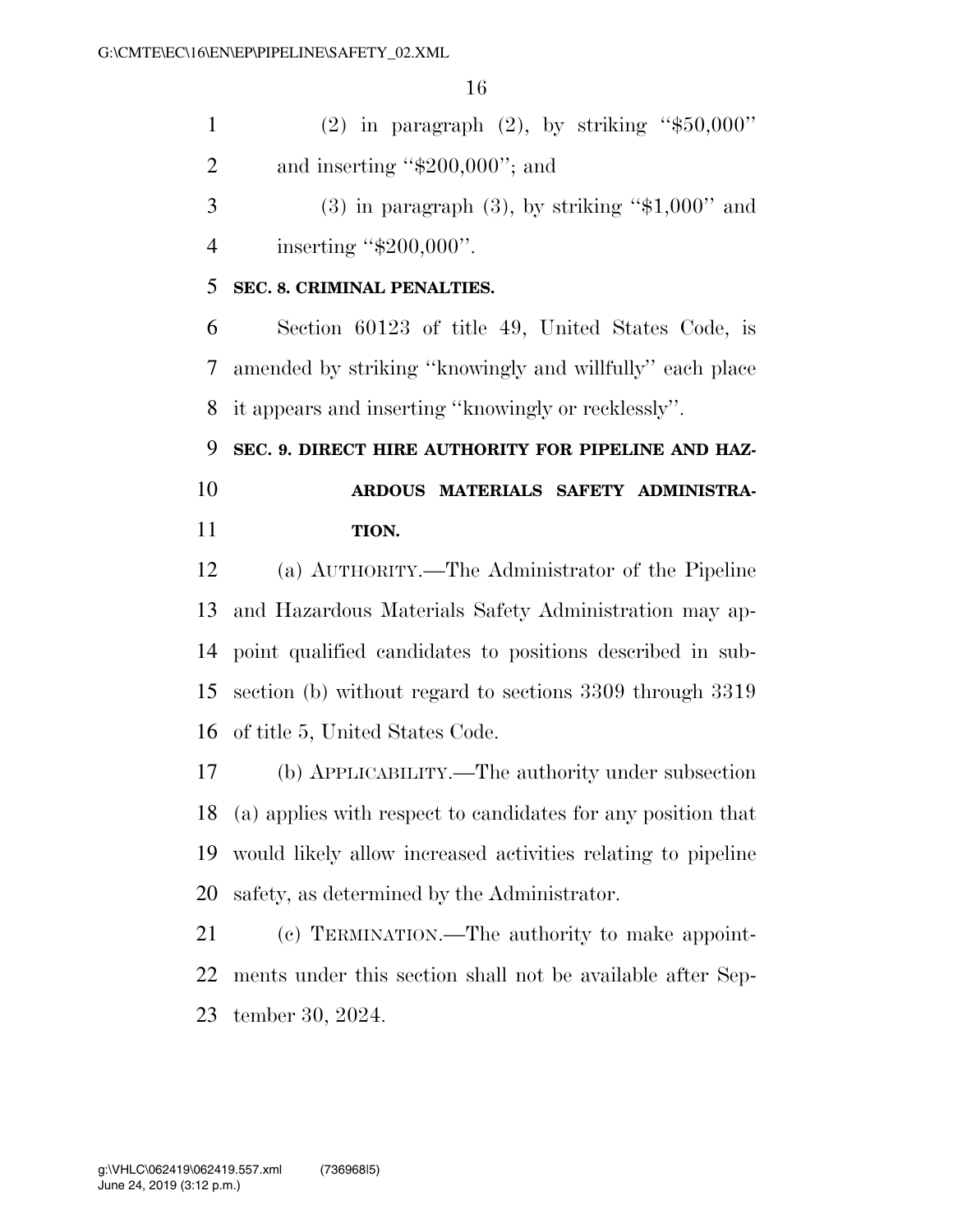(2) in paragraph (2), by striking ''$50,000'' and inserting ''$200,000''; and

(3) in paragraph (3), by striking ''$1,000'' and inserting ''$200,000''.

**SEC. 8. CRIMINAL PENALTIES.**

Section 60123 of title 49, United States Code, is amended by striking ''knowingly and willfully'' each place it appears and inserting ''knowingly or recklessly''.

**SEC. 9. DIRECT HIRE AUTHORITY FOR PIPELINE AND HAZARDOUS MATERIALS SAFETY ADMINISTRATION.**

(a) AUTHORITY.—The Administrator of the Pipeline and Hazardous Materials Safety Administration may appoint qualified candidates to positions described in subsection (b) without regard to sections 3309 through 3319 of title 5, United States Code.

(b) APPLICABILITY.—The authority under subsection (a) applies with respect to candidates for any position that would likely allow increased activities relating to pipeline safety, as determined by the Administrator.

(c) TERMINATION.—The authority to make appointments under this section shall not be available after September 30, 2024.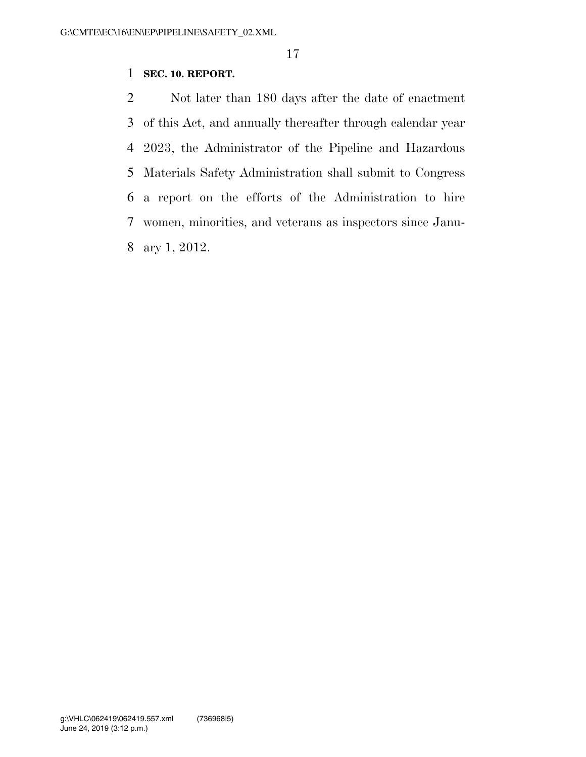**SEC. 10. REPORT.**

Not later than 180 days after the date of enactment of this Act, and annually thereafter through calendar year 2023, the Administrator of the Pipeline and Hazardous Materials Safety Administration shall submit to Congress a report on the efforts of the Administration to hire women, minorities, and veterans as inspectors since January 1, 2012.